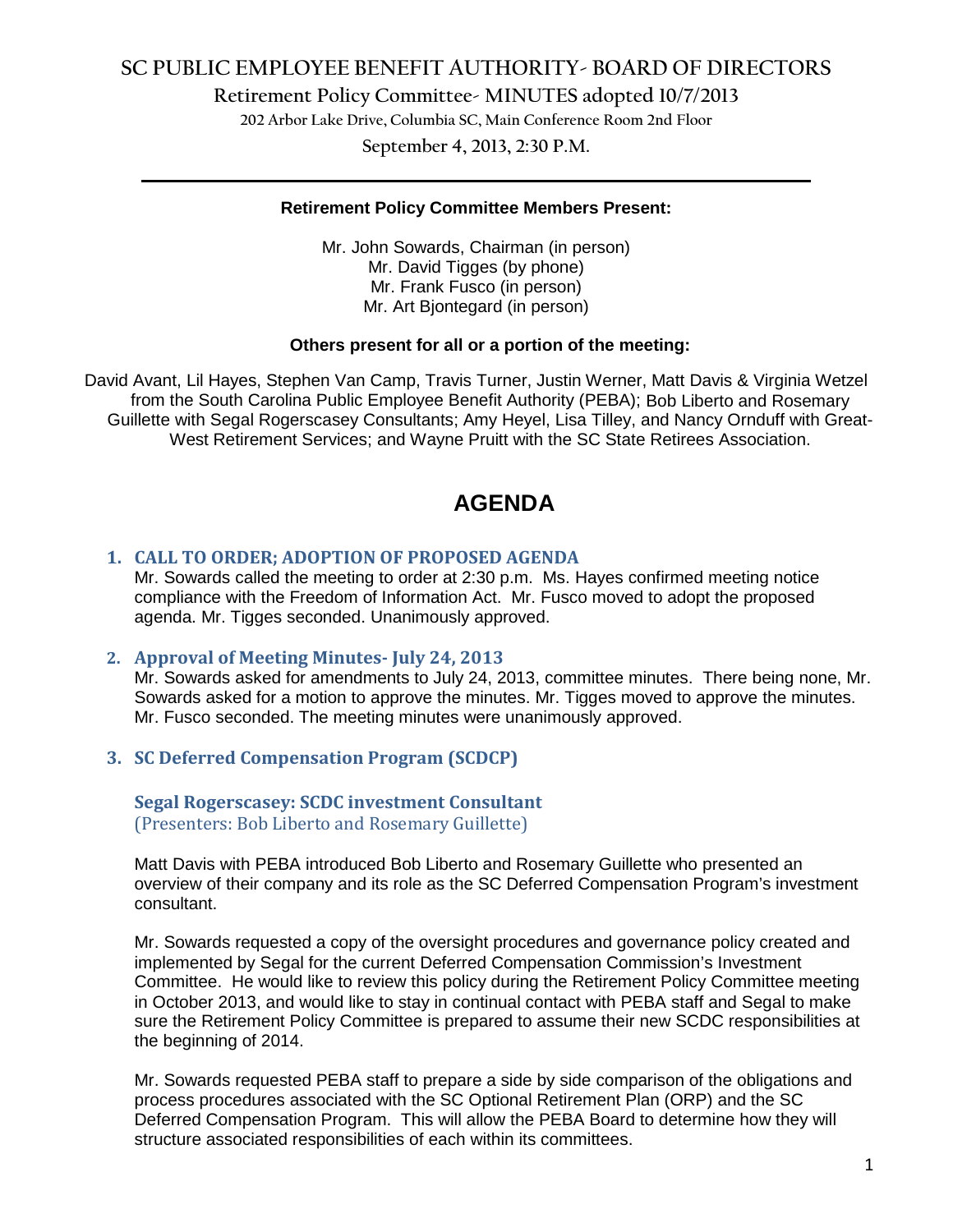# SC PUBLIC EMPLOYEE BENEFIT AUTHORITY- BOARD OF DIRECTORS

## Retirement Policy Committee- MINUTES adopted 10/7/2013

202 Arbor Lake Drive, Columbia SC, Main Conference Room 2nd Floor

September 4, 2013, 2:30 P.M.

---

**Retirement Policy Committee Members Present:**

Mr. John Sowards, Chairman (in person)
Mr. David Tigges (by phone)
Mr. Frank Fusco (in person)
Mr. Art Bjontegard (in person)

**Others present for all or a portion of the meeting:**

David Avant, Lil Hayes, Stephen Van Camp, Travis Turner, Justin Werner, Matt Davis & Virginia Wetzel from the South Carolina Public Employee Benefit Authority (PEBA); Bob Liberto and Rosemary Guillette with Segal Rogerscasey Consultants; Amy Heyel, Lisa Tilley, and Nancy Ornduff with Great-West Retirement Services; and Wayne Pruitt with the SC State Retirees Association.

# AGENDA

1. **CALL TO ORDER; ADOPTION OF PROPOSED AGENDA**
   Mr. Sowards called the meeting to order at 2:30 p.m. Ms. Hayes confirmed meeting notice compliance with the Freedom of Information Act. Mr. Fusco moved to adopt the proposed agenda. Mr. Tigges seconded. Unanimously approved.

2. **Approval of Meeting Minutes- July 24, 2013**
   Mr. Sowards asked for amendments to July 24, 2013, committee minutes. There being none, Mr. Sowards asked for a motion to approve the minutes. Mr. Tigges moved to approve the minutes. Mr. Fusco seconded. The meeting minutes were unanimously approved.

3. **SC Deferred Compensation Program (SCDCP)**

   **Segal Rogerscasey: SCDC investment Consultant**
   (Presenters: Bob Liberto and Rosemary Guillette)

   Matt Davis with PEBA introduced Bob Liberto and Rosemary Guillette who presented an overview of their company and its role as the SC Deferred Compensation Program's investment consultant.

   Mr. Sowards requested a copy of the oversight procedures and governance policy created and implemented by Segal for the current Deferred Compensation Commission's Investment Committee. He would like to review this policy during the Retirement Policy Committee meeting in October 2013, and would like to stay in continual contact with PEBA staff and Segal to make sure the Retirement Policy Committee is prepared to assume their new SCDC responsibilities at the beginning of 2014.

   Mr. Sowards requested PEBA staff to prepare a side by side comparison of the obligations and process procedures associated with the SC Optional Retirement Plan (ORP) and the SC Deferred Compensation Program. This will allow the PEBA Board to determine how they will structure associated responsibilities of each within its committees.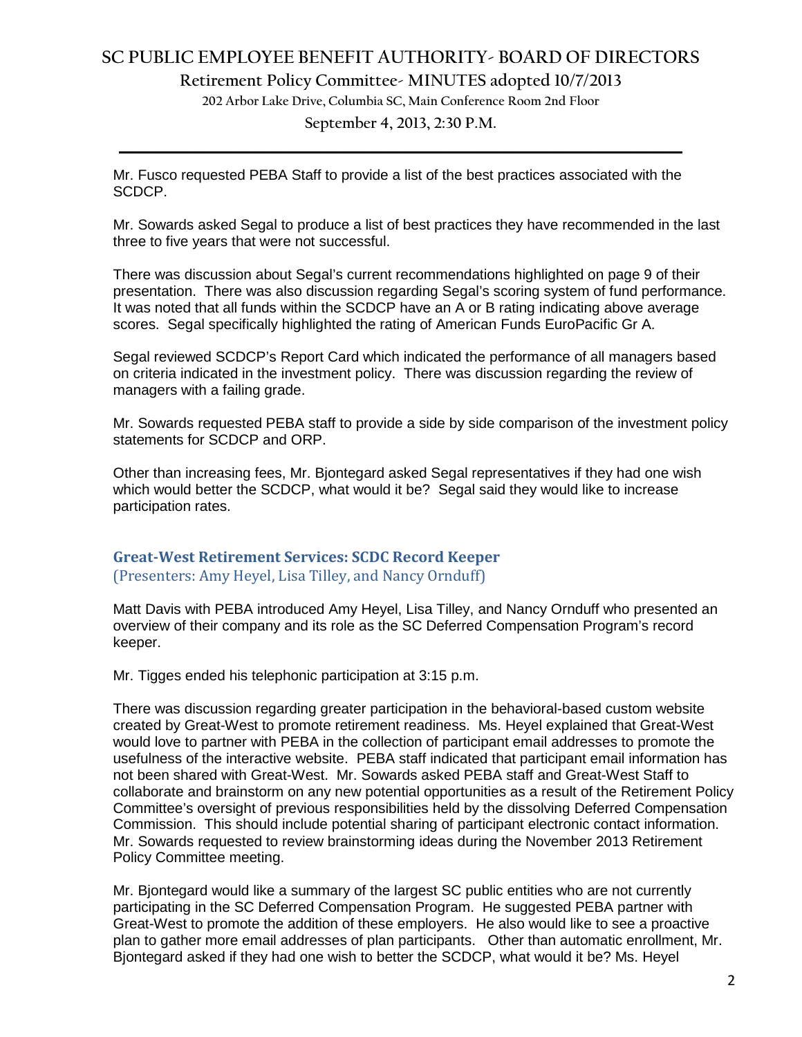Mr. Fusco requested PEBA Staff to provide a list of the best practices associated with the SCDCP.

Mr. Sowards asked Segal to produce a list of best practices they have recommended in the last three to five years that were not successful.

There was discussion about Segal's current recommendations highlighted on page 9 of their presentation. There was also discussion regarding Segal's scoring system of fund performance. It was noted that all funds within the SCDCP have an A or B rating indicating above average scores. Segal specifically highlighted the rating of American Funds EuroPacific Gr A.

Segal reviewed SCDCP's Report Card which indicated the performance of all managers based on criteria indicated in the investment policy. There was discussion regarding the review of managers with a failing grade.

Mr. Sowards requested PEBA staff to provide a side by side comparison of the investment policy statements for SCDCP and ORP.

Other than increasing fees, Mr. Bjontegard asked Segal representatives if they had one wish which would better the SCDCP, what would it be? Segal said they would like to increase participation rates.

## Great-West Retirement Services: SCDC Record Keeper

(Presenters: Amy Heyel, Lisa Tilley, and Nancy Ornduff)

Matt Davis with PEBA introduced Amy Heyel, Lisa Tilley, and Nancy Ornduff who presented an overview of their company and its role as the SC Deferred Compensation Program's record keeper.

Mr. Tigges ended his telephonic participation at 3:15 p.m.

There was discussion regarding greater participation in the behavioral-based custom website created by Great-West to promote retirement readiness. Ms. Heyel explained that Great-West would love to partner with PEBA in the collection of participant email addresses to promote the usefulness of the interactive website. PEBA staff indicated that participant email information has not been shared with Great-West. Mr. Sowards asked PEBA staff and Great-West Staff to collaborate and brainstorm on any new potential opportunities as a result of the Retirement Policy Committee's oversight of previous responsibilities held by the dissolving Deferred Compensation Commission. This should include potential sharing of participant electronic contact information. Mr. Sowards requested to review brainstorming ideas during the November 2013 Retirement Policy Committee meeting.

Mr. Bjontegard would like a summary of the largest SC public entities who are not currently participating in the SC Deferred Compensation Program. He suggested PEBA partner with Great-West to promote the addition of these employers. He also would like to see a proactive plan to gather more email addresses of plan participants. Other than automatic enrollment, Mr. Bjontegard asked if they had one wish to better the SCDCP, what would it be? Ms. Heyel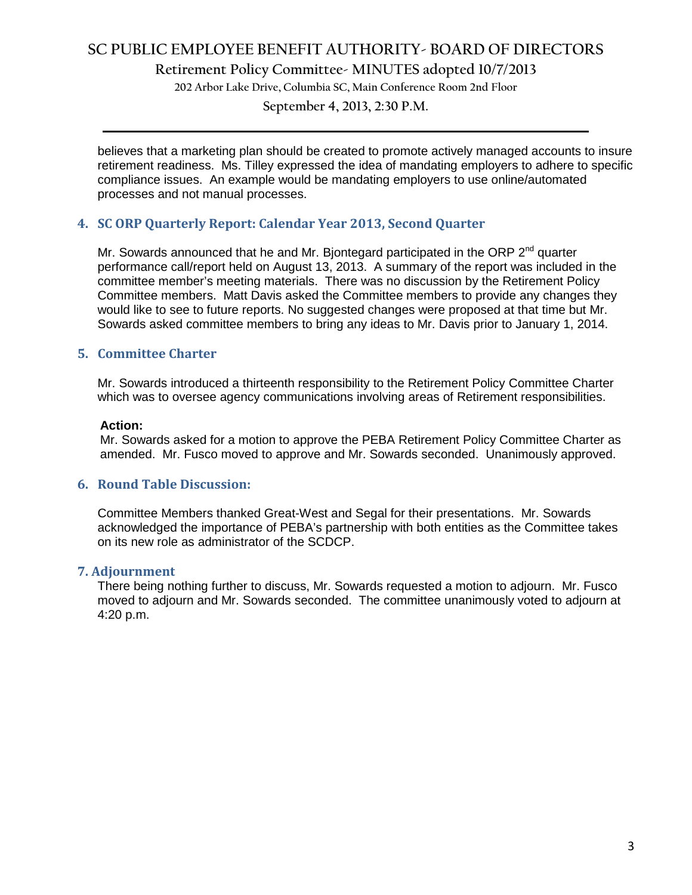believes that a marketing plan should be created to promote actively managed accounts to insure retirement readiness. Ms. Tilley expressed the idea of mandating employers to adhere to specific compliance issues. An example would be mandating employers to use online/automated processes and not manual processes.

## 4. SC ORP Quarterly Report: Calendar Year 2013, Second Quarter

Mr. Sowards announced that he and Mr. Bjontegard participated in the ORP 2nd quarter performance call/report held on August 13, 2013. A summary of the report was included in the committee member's meeting materials. There was no discussion by the Retirement Policy Committee members. Matt Davis asked the Committee members to provide any changes they would like to see to future reports. No suggested changes were proposed at that time but Mr. Sowards asked committee members to bring any ideas to Mr. Davis prior to January 1, 2014.

## 5. Committee Charter

Mr. Sowards introduced a thirteenth responsibility to the Retirement Policy Committee Charter which was to oversee agency communications involving areas of Retirement responsibilities.

**Action:**
Mr. Sowards asked for a motion to approve the PEBA Retirement Policy Committee Charter as amended. Mr. Fusco moved to approve and Mr. Sowards seconded. Unanimously approved.

## 6. Round Table Discussion:

Committee Members thanked Great-West and Segal for their presentations. Mr. Sowards acknowledged the importance of PEBA's partnership with both entities as the Committee takes on its new role as administrator of the SCDCP.

## 7. Adjournment

There being nothing further to discuss, Mr. Sowards requested a motion to adjourn. Mr. Fusco moved to adjourn and Mr. Sowards seconded. The committee unanimously voted to adjourn at 4:20 p.m.